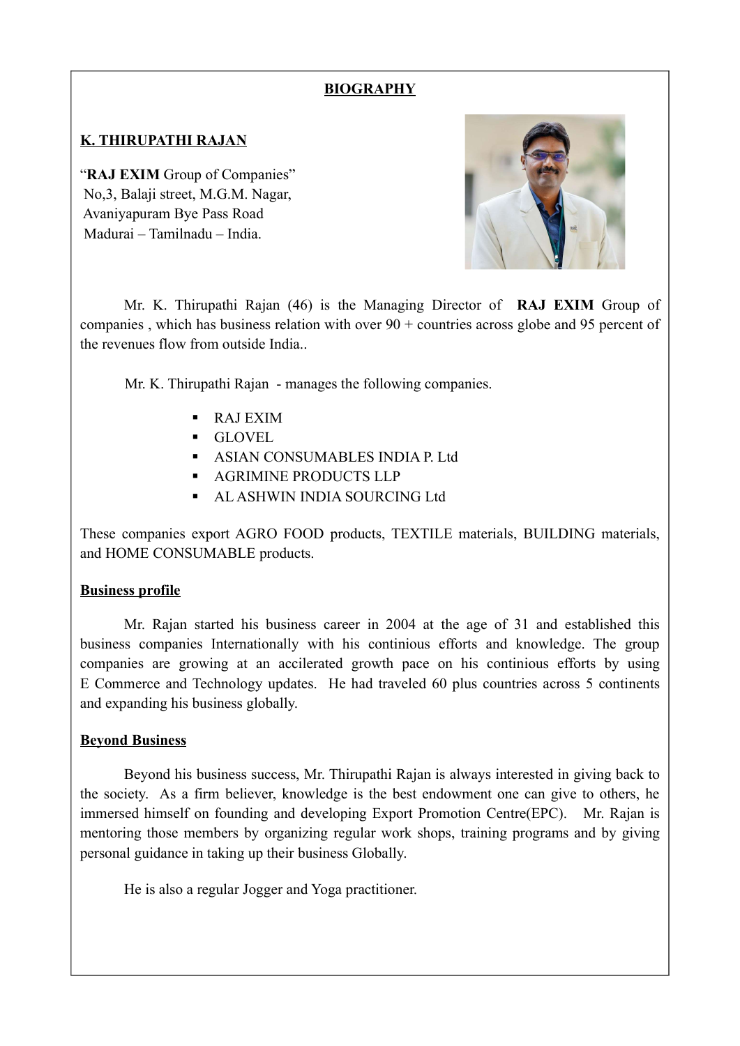# BIOGRAPHY

## K. THIRUPATHI RAJAN

"**RAJ EXIM** Group of Companies"
No,3, Balaji street, M.G.M. Nagar,
Avaniyapuram Bye Pass Road
Madurai – Tamilnadu – India.

Mr. K. Thirupathi Rajan (46) is the Managing Director of **RAJ EXIM** Group of companies , which has business relation with over 90 + countries across globe and 95 percent of the revenues flow from outside India..

Mr. K. Thirupathi Rajan - manages the following companies.

- RAJ EXIM
- GLOVEL
- ASIAN CONSUMABLES INDIA P. Ltd
- AGRIMINE PRODUCTS LLP
- AL ASHWIN INDIA SOURCING Ltd

These companies export AGRO FOOD products, TEXTILE materials, BUILDING materials, and HOME CONSUMABLE products.

### Business profile

Mr. Rajan started his business career in 2004 at the age of 31 and established this business companies Internationally with his continious efforts and knowledge. The group companies are growing at an accilerated growth pace on his continious efforts by using E Commerce and Technology updates. He had traveled 60 plus countries across 5 continents and expanding his business globally.

### Beyond Business

Beyond his business success, Mr. Thirupathi Rajan is always interested in giving back to the society. As a firm believer, knowledge is the best endowment one can give to others, he immersed himself on founding and developing Export Promotion Centre(EPC). Mr. Rajan is mentoring those members by organizing regular work shops, training programs and by giving personal guidance in taking up their business Globally.

He is also a regular Jogger and Yoga practitioner.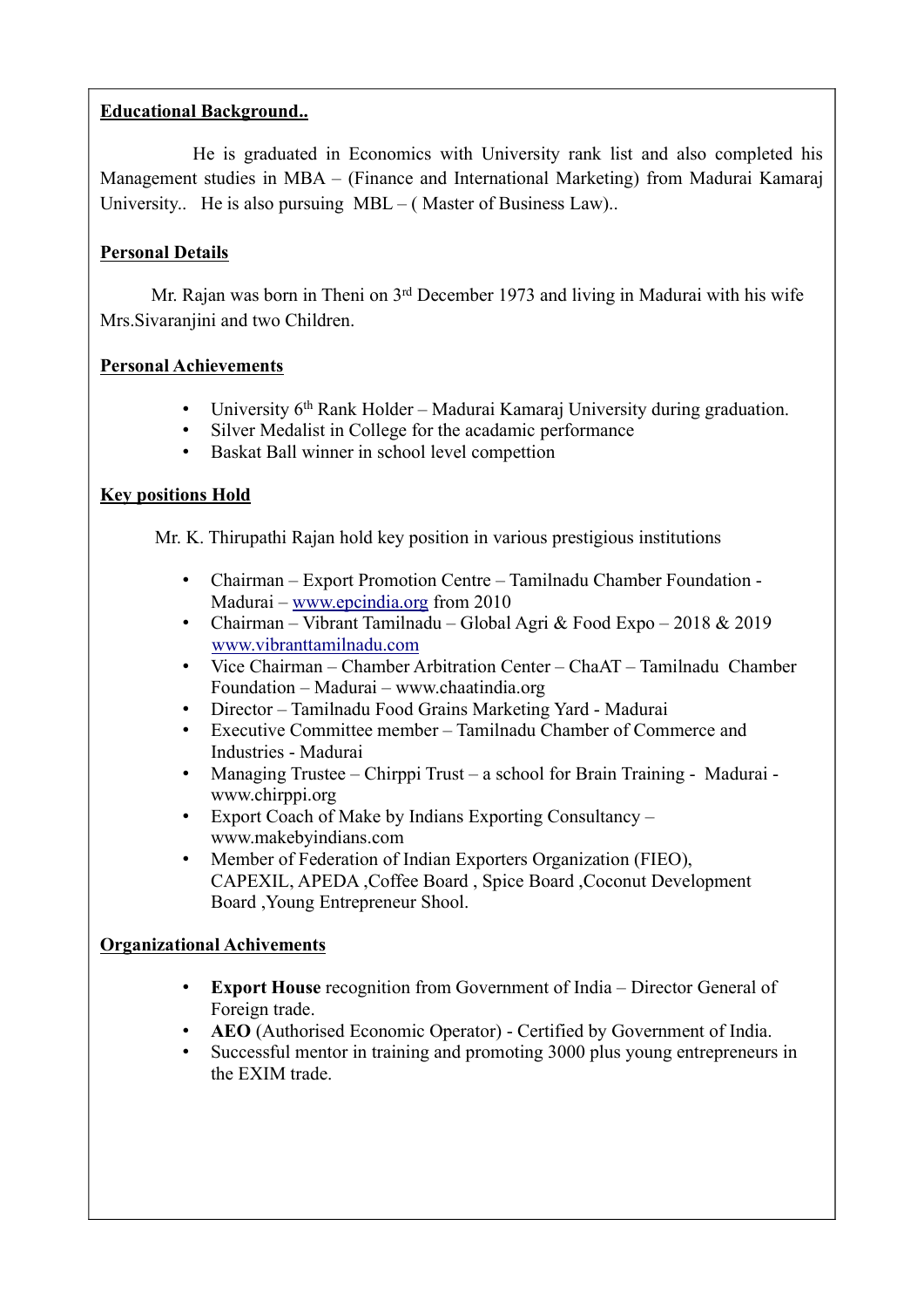**Educational Background..**

He is graduated in Economics with University rank list and also completed his Management studies in MBA – (Finance and International Marketing) from Madurai Kamaraj University.. He is also pursuing MBL – ( Master of Business Law)..

**Personal Details**

Mr. Rajan was born in Theni on 3rd December 1973 and living in Madurai with his wife Mrs.Sivaranjini and two Children.

**Personal Achievements**

- University 6th Rank Holder – Madurai Kamaraj University during graduation.
- Silver Medalist in College for the acadamic performance
- Baskat Ball winner in school level competion

**Key positions Hold**

Mr. K. Thirupathi Rajan hold key position in various prestigious institutions

- Chairman – Export Promotion Centre – Tamilnadu Chamber Foundation - Madurai – www.epcindia.org from 2010
- Chairman – Vibrant Tamilnadu – Global Agri & Food Expo – 2018 & 2019 www.vibranttamilnadu.com
- Vice Chairman – Chamber Arbitration Center – ChaAT – Tamilnadu Chamber Foundation – Madurai – www.chaatindia.org
- Director – Tamilnadu Food Grains Marketing Yard - Madurai
- Executive Committee member – Tamilnadu Chamber of Commerce and Industries - Madurai
- Managing Trustee – Chirppi Trust – a school for Brain Training - Madurai - www.chirppi.org
- Export Coach of Make by Indians Exporting Consultancy – www.makebyindians.com
- Member of Federation of Indian Exporters Organization (FIEO), CAPEXIL, APEDA ,Coffee Board , Spice Board ,Coconut Development Board ,Young Entrepreneur Shool.

**Organizational Achivements**

- **Export House** recognition from Government of India – Director General of Foreign trade.
- **AEO** (Authorised Economic Operator) - Certified by Government of India.
- Successful mentor in training and promoting 3000 plus young entrepreneurs in the EXIM trade.